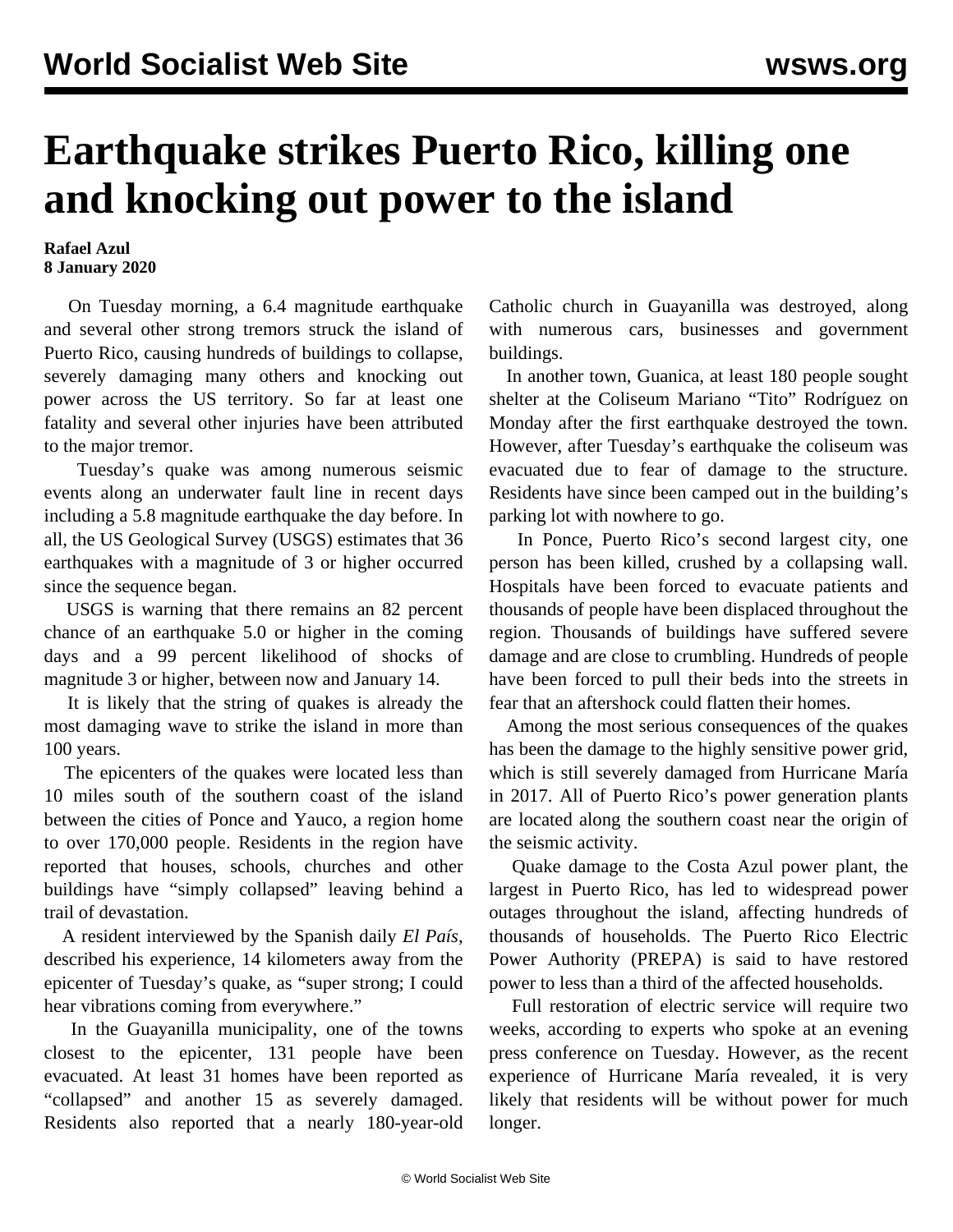# Earthquake strikes Puerto Rico, killing one and knocking out power to the island

**Rafael Azul**
**8 January 2020**

On Tuesday morning, a 6.4 magnitude earthquake and several other strong tremors struck the island of Puerto Rico, causing hundreds of buildings to collapse, severely damaging many others and knocking out power across the US territory. So far at least one fatality and several other injuries have been attributed to the major tremor.

Tuesday's quake was among numerous seismic events along an underwater fault line in recent days including a 5.8 magnitude earthquake the day before. In all, the US Geological Survey (USGS) estimates that 36 earthquakes with a magnitude of 3 or higher occurred since the sequence began.

USGS is warning that there remains an 82 percent chance of an earthquake 5.0 or higher in the coming days and a 99 percent likelihood of shocks of magnitude 3 or higher, between now and January 14.

It is likely that the string of quakes is already the most damaging wave to strike the island in more than 100 years.

The epicenters of the quakes were located less than 10 miles south of the southern coast of the island between the cities of Ponce and Yauco, a region home to over 170,000 people. Residents in the region have reported that houses, schools, churches and other buildings have "simply collapsed" leaving behind a trail of devastation.

A resident interviewed by the Spanish daily *El País*, described his experience, 14 kilometers away from the epicenter of Tuesday's quake, as "super strong; I could hear vibrations coming from everywhere."

In the Guayanilla municipality, one of the towns closest to the epicenter, 131 people have been evacuated. At least 31 homes have been reported as "collapsed" and another 15 as severely damaged. Residents also reported that a nearly 180-year-old Catholic church in Guayanilla was destroyed, along with numerous cars, businesses and government buildings.

In another town, Guanica, at least 180 people sought shelter at the Coliseum Mariano "Tito" Rodríguez on Monday after the first earthquake destroyed the town. However, after Tuesday's earthquake the coliseum was evacuated due to fear of damage to the structure. Residents have since been camped out in the building's parking lot with nowhere to go.

In Ponce, Puerto Rico's second largest city, one person has been killed, crushed by a collapsing wall. Hospitals have been forced to evacuate patients and thousands of people have been displaced throughout the region. Thousands of buildings have suffered severe damage and are close to crumbling. Hundreds of people have been forced to pull their beds into the streets in fear that an aftershock could flatten their homes.

Among the most serious consequences of the quakes has been the damage to the highly sensitive power grid, which is still severely damaged from Hurricane María in 2017. All of Puerto Rico's power generation plants are located along the southern coast near the origin of the seismic activity.

Quake damage to the Costa Azul power plant, the largest in Puerto Rico, has led to widespread power outages throughout the island, affecting hundreds of thousands of households. The Puerto Rico Electric Power Authority (PREPA) is said to have restored power to less than a third of the affected households.

Full restoration of electric service will require two weeks, according to experts who spoke at an evening press conference on Tuesday. However, as the recent experience of Hurricane María revealed, it is very likely that residents will be without power for much longer.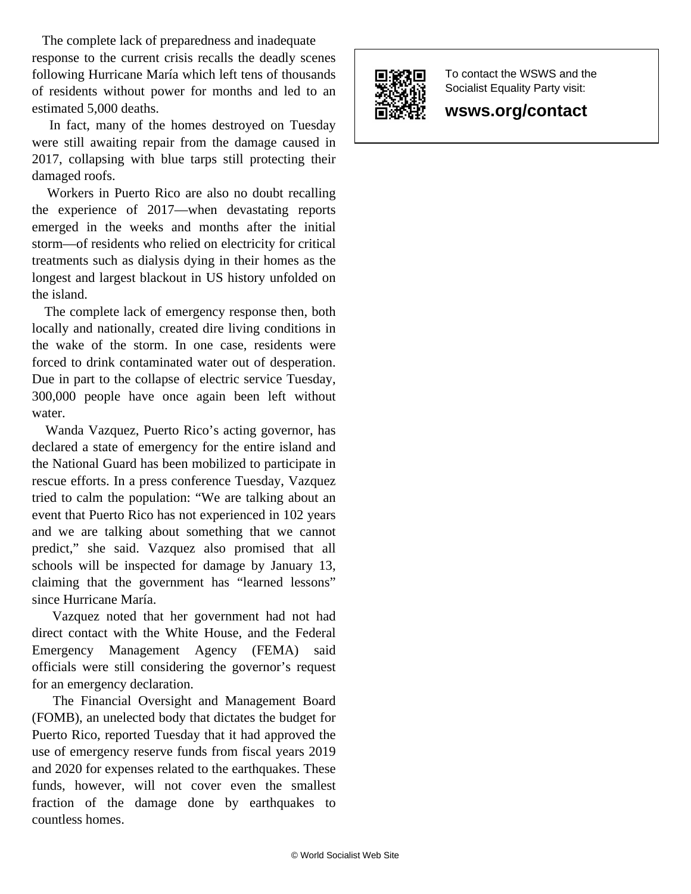The complete lack of preparedness and inadequate response to the current crisis recalls the deadly scenes following Hurricane María which left tens of thousands of residents without power for months and led to an estimated 5,000 deaths.

In fact, many of the homes destroyed on Tuesday were still awaiting repair from the damage caused in 2017, collapsing with blue tarps still protecting their damaged roofs.

Workers in Puerto Rico are also no doubt recalling the experience of 2017—when devastating reports emerged in the weeks and months after the initial storm—of residents who relied on electricity for critical treatments such as dialysis dying in their homes as the longest and largest blackout in US history unfolded on the island.

The complete lack of emergency response then, both locally and nationally, created dire living conditions in the wake of the storm. In one case, residents were forced to drink contaminated water out of desperation. Due in part to the collapse of electric service Tuesday, 300,000 people have once again been left without water.

Wanda Vazquez, Puerto Rico's acting governor, has declared a state of emergency for the entire island and the National Guard has been mobilized to participate in rescue efforts. In a press conference Tuesday, Vazquez tried to calm the population: "We are talking about an event that Puerto Rico has not experienced in 102 years and we are talking about something that we cannot predict," she said. Vazquez also promised that all schools will be inspected for damage by January 13, claiming that the government has "learned lessons" since Hurricane María.

Vazquez noted that her government had not had direct contact with the White House, and the Federal Emergency Management Agency (FEMA) said officials were still considering the governor's request for an emergency declaration.

The Financial Oversight and Management Board (FOMB), an unelected body that dictates the budget for Puerto Rico, reported Tuesday that it had approved the use of emergency reserve funds from fiscal years 2019 and 2020 for expenses related to the earthquakes. These funds, however, will not cover even the smallest fraction of the damage done by earthquakes to countless homes.

To contact the WSWS and the Socialist Equality Party visit:

**wsws.org/contact**